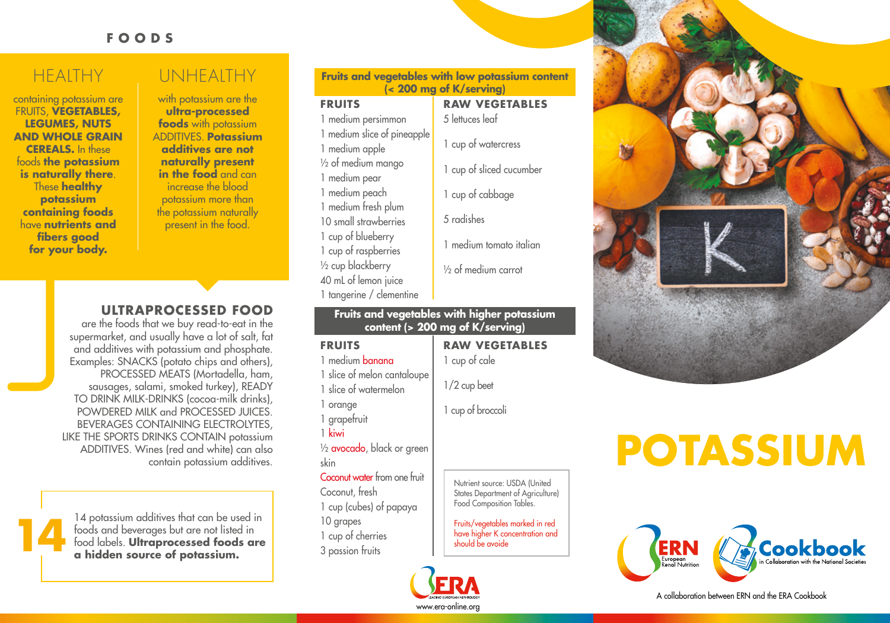# FOODS

## HEALTHY

containing potassium are FRUITS, **VEGETABLES, LEGUMES, NUTS AND WHOLE GRAIN CEREALS.** In these foods **the potassium is naturally there**. These **healthy potassium containing foods** have **nutrients and fibers good for your body.**

## UNHEALTHY

with potassium are the **ultra-processed foods** with potassium ADDITIVES. **Potassium additives are not naturally present in the food** and can increase the blood potassium more than the potassium naturally present in the food.

## ULTRAPROCESSED FOOD

are the foods that we buy read-to-eat in the supermarket, and usually have a lot of salt, fat and additives with potassium and phosphate. Examples: SNACKS (potato chips and others), PROCESSED MEATS (Mortadella, ham, sausages, salami, smoked turkey), READY TO DRINK MILK-DRINKS (cocoa-milk drinks), POWDERED MILK and PROCESSED JUICES. BEVERAGES CONTAINING ELECTROLYTES, LIKE THE SPORTS DRINKS CONTAIN potassium ADDITIVES. Wines (red and white) can also contain potassium additives.

**14**

14 potassium additives that can be used in foods and beverages but are not listed in food labels. **Ultraprocessed foods are a hidden source of potassium.**

## Fruits and vegetables with low potassium content (< 200 mg of K/serving)

| FRUITS | RAW VEGETABLES |
|---|---|
| 1 medium persimmon | 5 lettuces leaf |
| 1 medium slice of pineapple | 1 cup of watercress |
| 1 medium apple | 1 cup of sliced cucumber |
| ½ of medium mango | 1 cup of cabbage |
| 1 medium pear | 5 radishes |
| 1 medium peach | 1 medium tomato italian |
| 1 medium fresh plum | ½ of medium carrot |
| 10 small strawberries | |
| 1 cup of blueberry | |
| 1 cup of raspberries | |
| ½ cup blackberry | |
| 40 mL of lemon juice | |
| 1 tangerine / clementine | |

## Fruits and vegetables with higher potassium content (> 200 mg of K/serving)

| FRUITS | RAW VEGETABLES |
|---|---|
| 1 medium banana | 1 cup of cale |
| 1 slice of melon cantaloupe | 1/2 cup beet |
| 1 slice of watermelon | 1 cup of broccoli |
| 1 orange | |
| 1 grapefruit | |
| 1 kiwi | |
| ½ avocado, black or green skin | |
| Coconut water from one fruit | |
| Coconut, fresh | |
| 1 cup (cubes) of papaya | |
| 10 grapes | |
| 1 cup of cherries | |
| 3 passion fruits | |

Nutrient source: USDA (United States Department of Agriculture) Food Composition Tables.

Fruits/vegetables marked in red have higher K concentration and should be avoide

ERA LEADING EUROPEAN NEPHROLOGY
www.era-online.org

# POTASSIUM

ERN European Renal Nutrition

Cookbook in Collaboration with the National Societies

A collaboration between ERN and the ERA Cookbook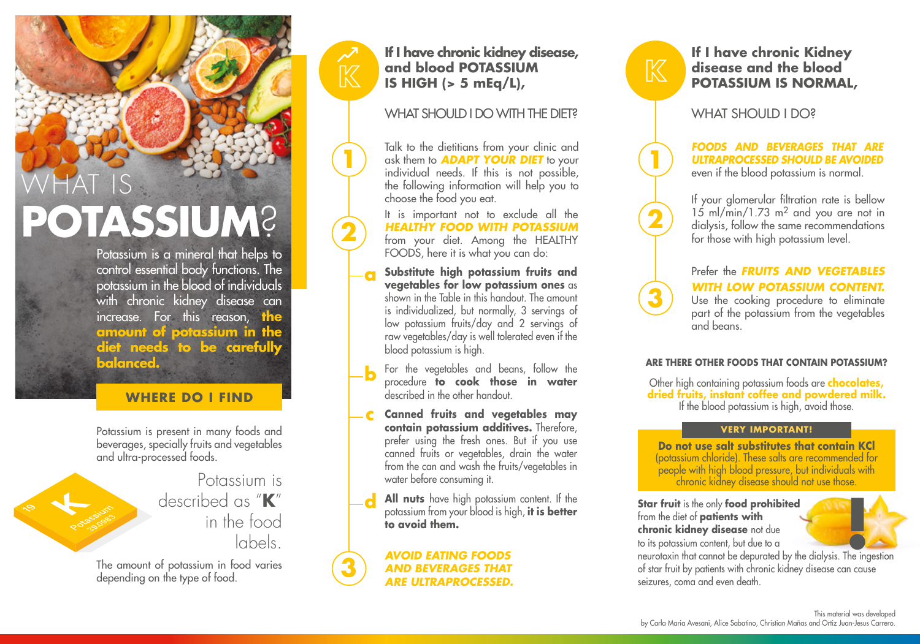# WHAT IS POTASSIUM?

Potassium is a mineral that helps to control essential body functions. The potassium in the blood of individuals with chronic kidney disease can increase. For this reason, **the amount of potassium in the diet needs to be carefully balanced.**

## WHERE DO I FIND

Potassium is present in many foods and beverages, specially fruits and vegetables and ultra-processed foods.

19
K
Potassium
39.0983

Potassium is described as "**K**" in the food labels.

The amount of potassium in food varies depending on the type of food.

## If I have chronic kidney disease, and blood POTASSIUM IS HIGH (> 5 mEq/L),

### WHAT SHOULD I DO WITH THE DIET?

**1** Talk to the dietitians from your clinic and ask them to ***ADAPT YOUR DIET*** to your individual needs. If this is not possible, the following information will help you to choose the food you eat.

**2** It is important not to exclude all the ***HEALTHY FOOD WITH POTASSIUM*** from your diet. Among the HEALTHY FOODS, here it is what you can do:

- **a** **Substitute high potassium fruits and vegetables for low potassium ones** as shown in the Table in this handout. The amount is individualized, but normally, 3 servings of low potassium fruits/day and 2 servings of raw vegetables/day is well tolerated even if the blood potassium is high.
- **b** For the vegetables and beans, follow the procedure **to cook those in water** described in the other handout.
- **c** **Canned fruits and vegetables may contain potassium additives.** Therefore, prefer using the fresh ones. But if you use canned fruits or vegetables, drain the water from the can and wash the fruits/vegetables in water before consuming it.
- **d** **All nuts** have high potassium content. If the potassium from your blood is high, **it is better to avoid them.**

**3** ***AVOID EATING FOODS AND BEVERAGES THAT ARE ULTRAPROCESSED.***

## If I have chronic Kidney disease and the blood POTASSIUM IS NORMAL,

### WHAT SHOULD I DO?

**1** ***FOODS AND BEVERAGES THAT ARE ULTRAPROCESSED SHOULD BE AVOIDED*** even if the blood potassium is normal.

**2** If your glomerular filtration rate is bellow 15 ml/min/1.73 $m^2$ and you are not in dialysis, follow the same recommendations for those with high potassium level.

**3** Prefer the ***FRUITS AND VEGETABLES WITH LOW POTASSIUM CONTENT.*** Use the cooking procedure to eliminate part of the potassium from the vegetables and beans.

### ARE THERE OTHER FOODS THAT CONTAIN POTASSIUM?

Other high containing potassium foods are **chocolates, dried fruits, instant coffee and powdered milk.** If the blood potassium is high, avoid those.

**VERY IMPORTANT!**

**Do not use salt substitutes that contain KCl** (potassium chloride). These salts are recommended for people with high blood pressure, but individuals with chronic kidney disease should not use those.

**Star fruit** is the only **food prohibited** from the diet of **patients with chronic kidney disease** not due to its potassium content, but due to a neurotoxin that cannot be depurated by the dialysis. The ingestion of star fruit by patients with chronic kidney disease can cause seizures, coma and even death.

This material was developed by Carla Maria Avesani, Alice Sabatino, Christian Mañas and Ortiz Juan-Jesus Carrero.